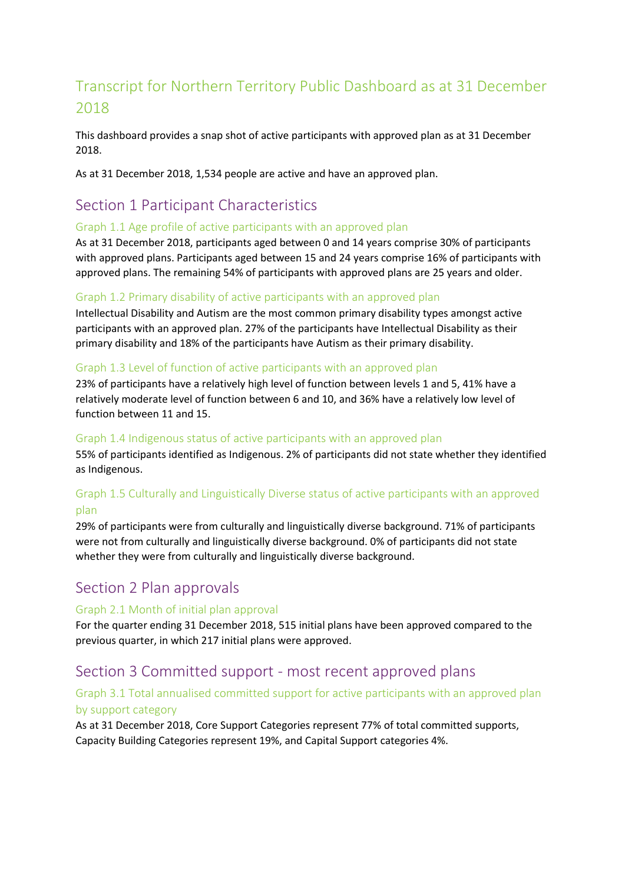# Transcript for Northern Territory Public Dashboard as at 31 December 2018

This dashboard provides a snap shot of active participants with approved plan as at 31 December 2018.

As at 31 December 2018, 1,534 people are active and have an approved plan.

## Section 1 Participant Characteristics

### Graph 1.1 Age profile of active participants with an approved plan

As at 31 December 2018, participants aged between 0 and 14 years comprise 30% of participants with approved plans. Participants aged between 15 and 24 years comprise 16% of participants with approved plans. The remaining 54% of participants with approved plans are 25 years and older.

### Graph 1.2 Primary disability of active participants with an approved plan

Intellectual Disability and Autism are the most common primary disability types amongst active participants with an approved plan. 27% of the participants have Intellectual Disability as their primary disability and 18% of the participants have Autism as their primary disability.

### Graph 1.3 Level of function of active participants with an approved plan

23% of participants have a relatively high level of function between levels 1 and 5, 41% have a relatively moderate level of function between 6 and 10, and 36% have a relatively low level of function between 11 and 15.

### Graph 1.4 Indigenous status of active participants with an approved plan

55% of participants identified as Indigenous. 2% of participants did not state whether they identified as Indigenous.

### Graph 1.5 Culturally and Linguistically Diverse status of active participants with an approved plan

29% of participants were from culturally and linguistically diverse background. 71% of participants were not from culturally and linguistically diverse background. 0% of participants did not state whether they were from culturally and linguistically diverse background.

## Section 2 Plan approvals

### Graph 2.1 Month of initial plan approval

For the quarter ending 31 December 2018, 515 initial plans have been approved compared to the previous quarter, in which 217 initial plans were approved.

## Section 3 Committed support - most recent approved plans

### Graph 3.1 Total annualised committed support for active participants with an approved plan by support category

As at 31 December 2018, Core Support Categories represent 77% of total committed supports, Capacity Building Categories represent 19%, and Capital Support categories 4%.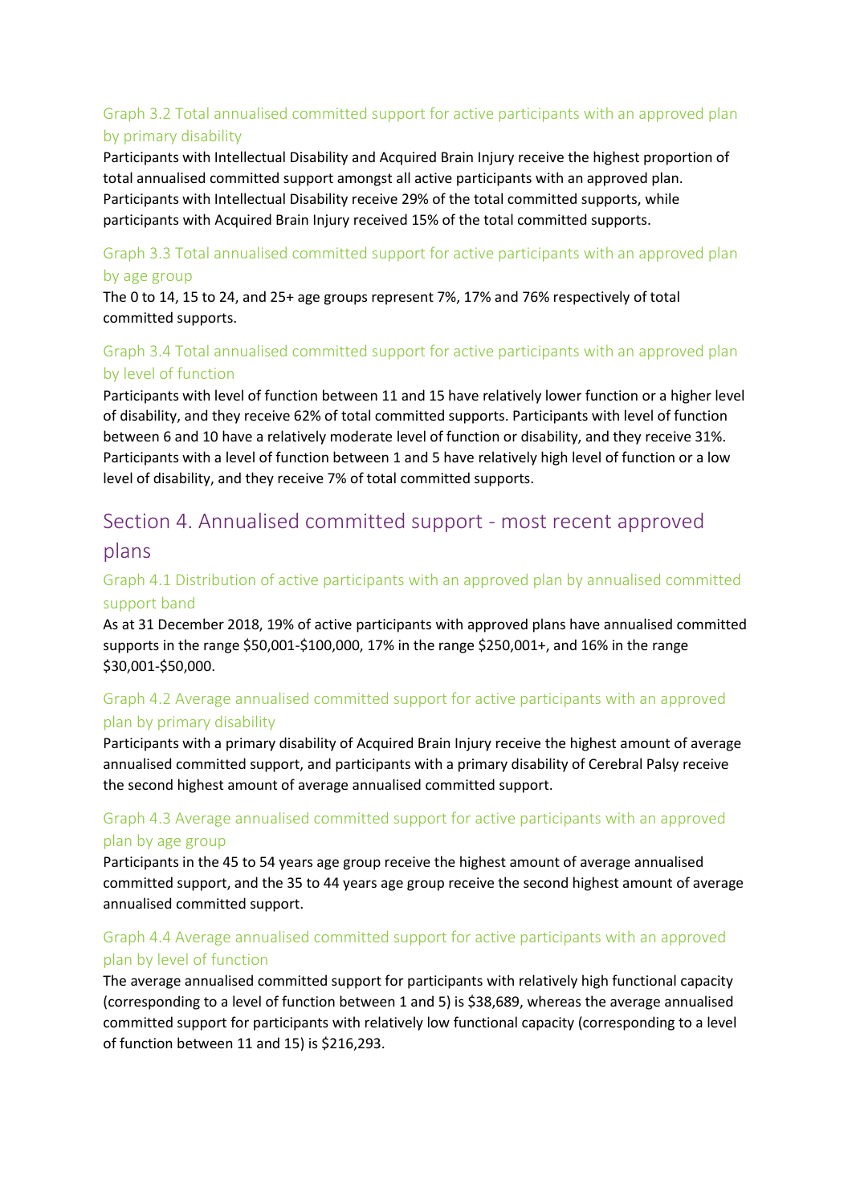### Graph 3.2 Total annualised committed support for active participants with an approved plan by primary disability

Participants with Intellectual Disability and Acquired Brain Injury receive the highest proportion of total annualised committed support amongst all active participants with an approved plan. Participants with Intellectual Disability receive 29% of the total committed supports, while participants with Acquired Brain Injury received 15% of the total committed supports.

### Graph 3.3 Total annualised committed support for active participants with an approved plan by age group

The 0 to 14, 15 to 24, and 25+ age groups represent 7%, 17% and 76% respectively of total committed supports.

### Graph 3.4 Total annualised committed support for active participants with an approved plan by level of function

Participants with level of function between 11 and 15 have relatively lower function or a higher level of disability, and they receive 62% of total committed supports. Participants with level of function between 6 and 10 have a relatively moderate level of function or disability, and they receive 31%. Participants with a level of function between 1 and 5 have relatively high level of function or a low level of disability, and they receive 7% of total committed supports.

## Section 4. Annualised committed support - most recent approved plans

### Graph 4.1 Distribution of active participants with an approved plan by annualised committed support band

As at 31 December 2018, 19% of active participants with approved plans have annualised committed supports in the range $50,001-$100,000, 17% in the range $250,001+, and 16% in the range $30,001-$50,000.

### Graph 4.2 Average annualised committed support for active participants with an approved plan by primary disability

Participants with a primary disability of Acquired Brain Injury receive the highest amount of average annualised committed support, and participants with a primary disability of Cerebral Palsy receive the second highest amount of average annualised committed support.

### Graph 4.3 Average annualised committed support for active participants with an approved plan by age group

Participants in the 45 to 54 years age group receive the highest amount of average annualised committed support, and the 35 to 44 years age group receive the second highest amount of average annualised committed support.

### Graph 4.4 Average annualised committed support for active participants with an approved plan by level of function

The average annualised committed support for participants with relatively high functional capacity (corresponding to a level of function between 1 and 5) is $38,689, whereas the average annualised committed support for participants with relatively low functional capacity (corresponding to a level of function between 11 and 15) is $216,293.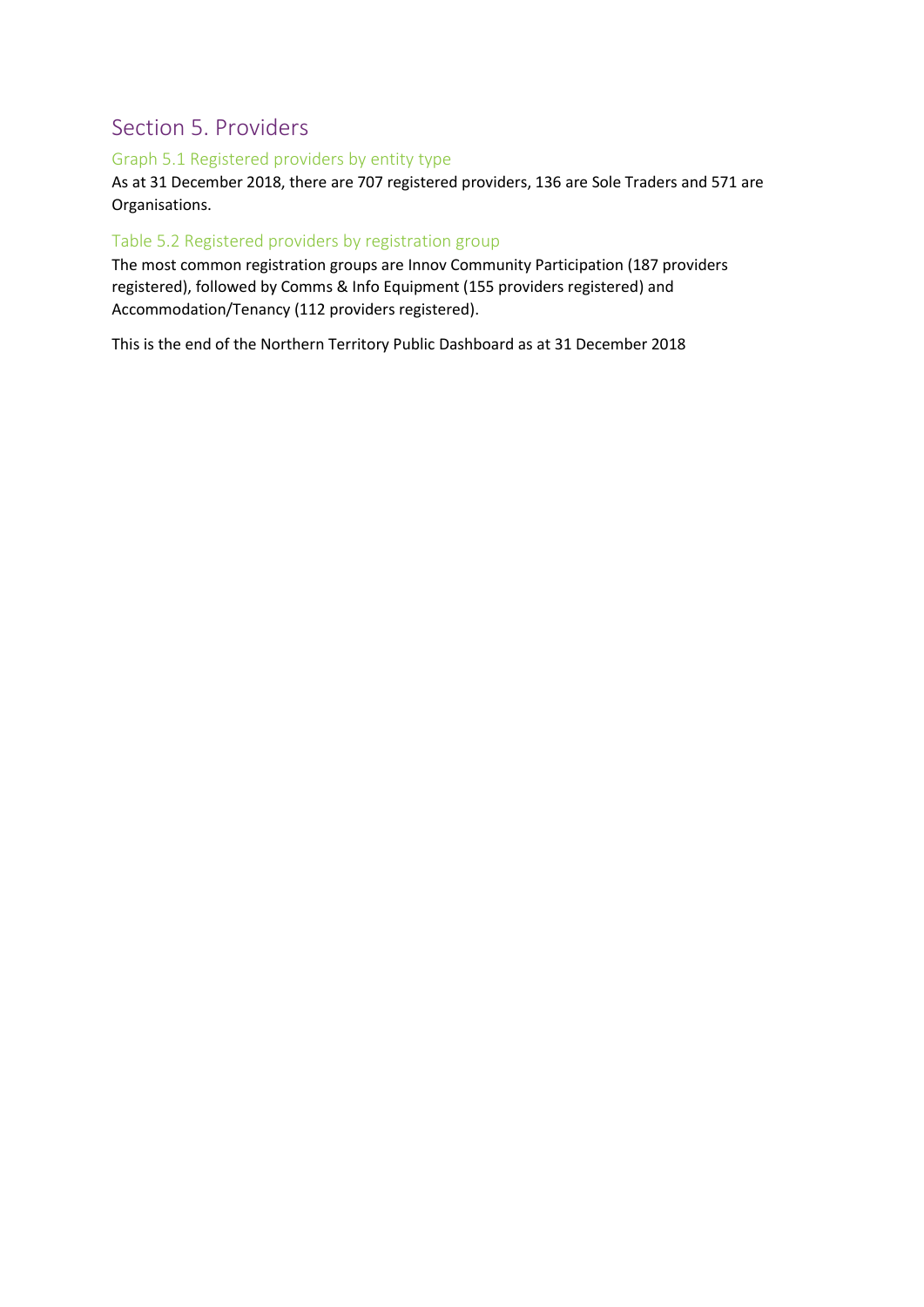## Section 5. Providers

### Graph 5.1 Registered providers by entity type

As at 31 December 2018, there are 707 registered providers, 136 are Sole Traders and 571 are Organisations.

### Table 5.2 Registered providers by registration group

The most common registration groups are Innov Community Participation (187 providers registered), followed by Comms & Info Equipment (155 providers registered) and Accommodation/Tenancy (112 providers registered).

This is the end of the Northern Territory Public Dashboard as at 31 December 2018